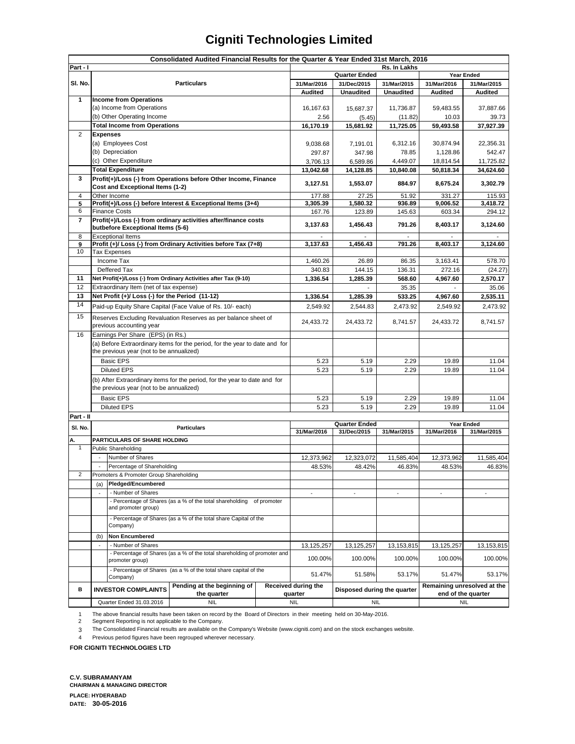# Cigniti Technologies Limited

**Consolidated Audited Financial Results for the Quarter & Year Ended 31st March, 2016**

**Part - I** — Rs. In Lakhs

| Sl. No. | Particulars | Quarter Ended | | | Year Ended | |
|---|---|---|---|---|---|---|
| | | 31/Mar/2016 | 31/Dec/2015 | 31/Mar/2015 | 31/Mar/2016 | 31/Mar/2015 |
| | | Audited | Unaudited | Unaudited | Audited | Audited |
| **1** | **Income from Operations** | | | | | |
| | (a) Income from Operations | 16,167.63 | 15,687.37 | 11,736.87 | 59,483.55 | 37,887.66 |
| | (b) Other Operating Income | 2.56 | (5.45) | (11.82) | 10.03 | 39.73 |
| | **Total Income from Operations** | **16,170.19** | **15,681.92** | **11,725.05** | **59,493.58** | **37,927.39** |
| 2 | **Expenses** | | | | | |
| | (a) Employees Cost | 9,038.68 | 7,191.01 | 6,312.16 | 30,874.94 | 22,356.31 |
| | (b) Depreciation | 297.87 | 347.98 | 78.85 | 1,128.86 | 542.47 |
| | (c) Other Expenditure | 3,706.13 | 6,589.86 | 4,449.07 | 18,814.54 | 11,725.82 |
| | **Total Expenditure** | **13,042.68** | **14,128.85** | **10,840.08** | **50,818.34** | **34,624.60** |
| **3** | **Profit(+)/Loss (-) from Operations before Other Income, Finance Cost and Exceptional Items (1-2)** | **3,127.51** | **1,553.07** | **884.97** | **8,675.24** | **3,302.79** |
| 4 | Other Income | 177.88 | 27.25 | 51.92 | 331.27 | 115.93 |
| **5** | **Profit(+)/Loss (-) before Interest & Exceptional Items (3+4)** | **3,305.39** | **1,580.32** | **936.89** | **9,006.52** | **3,418.72** |
| 6 | Finance Costs | 167.76 | 123.89 | 145.63 | 603.34 | 294.12 |
| **7** | **Profit(+)/Loss (-) from ordinary activities after/finance costs butbefore Exceptional Items (5-6)** | **3,137.63** | **1,456.43** | **791.26** | **8,403.17** | **3,124.60** |
| 8 | Exceptional Items | - | - | - | - | - |
| **9** | **Profit (+)/ Loss (-) from Ordinary Activities before Tax (7+8)** | **3,137.63** | **1,456.43** | **791.26** | **8,403.17** | **3,124.60** |
| 10 | Tax Expenses | | | | | |
| | Income Tax | 1,460.26 | 26.89 | 86.35 | 3,163.41 | 578.70 |
| | Deffered Tax | 340.83 | 144.15 | 136.31 | 272.16 | (24.27) |
| **11** | **Net Profit(+)/Loss (-) from Ordinary Activities after Tax (9-10)** | **1,336.54** | **1,285.39** | **568.60** | **4,967.60** | **2,570.17** |
| 12 | Extraordinary Item (net of tax expense) | | - | 35.35 | - | 35.06 |
| **13** | **Net Profit (+)/ Loss (-) for the Period (11-12)** | **1,336.54** | **1,285.39** | **533.25** | **4,967.60** | **2,535.11** |
| 14 | Paid-up Equity Share Capital (Face Value of Rs. 10/- each) | 2,549.92 | 2,544.83 | 2,473.92 | 2,549.92 | 2,473.92 |
| 15 | Reserves Excluding Revaluation Reserves as per balance sheet of previous accounting year | 24,433.72 | 24,433.72 | 8,741.57 | 24,433.72 | 8,741.57 |
| 16 | Earnings Per Share (EPS) (in Rs.) | | | | | |
| | (a) Before Extraordinary items for the period, for the year to date and for the previous year (not to be annualized) | | | | | |
| | Basic EPS | 5.23 | 5.19 | 2.29 | 19.89 | 11.04 |
| | Diluted EPS | 5.23 | 5.19 | 2.29 | 19.89 | 11.04 |
| | (b) After Extraordinary items for the period, for the year to date and for the previous year (not to be annualized) | | | | | |
| | Basic EPS | 5.23 | 5.19 | 2.29 | 19.89 | 11.04 |
| | Diluted EPS | 5.23 | 5.19 | 2.29 | 19.89 | 11.04 |

**Part - II**

| Sl. No. | Particulars | Quarter Ended | | | Year Ended | |
|---|---|---|---|---|---|---|
| | | 31/Mar/2016 | 31/Dec/2015 | 31/Mar/2015 | 31/Mar/2016 | 31/Mar/2015 |
| **A.** | **PARTICULARS OF SHARE HOLDING** | | | | | |
| 1 | Public Shareholding | | | | | |
| | - Number of Shares | 12,373,962 | 12,323,072 | 11,585,404 | 12,373,962 | 11,585,404 |
| | - Percentage of Shareholding | 48.53% | 48.42% | 46.83% | 48.53% | 46.83% |
| 2 | Promoters & Promoter Group Shareholding | | | | | |
| | (a) **Pledged/Encumbered** | | | | | |
| | - Number of Shares | - | - | - | - | - |
| | - Percentage of Shares (as a % of the total shareholding of promoter and promoter group) | | | | | |
| | - Percentage of Shares (as a % of the total share Capital of the Company) | | | | | |
| | (b) **Non Encumbered** | | | | | |
| | - Number of Shares | 13,125,257 | 13,125,257 | 13,153,815 | 13,125,257 | 13,153,815 |
| | - Percentage of Shares (as a % of the total shareholding of promoter and promoter group) | 100.00% | 100.00% | 100.00% | 100.00% | 100.00% |
| | - Percentage of Shares (as a % of the total share capital of the Company) | 51.47% | 51.58% | 53.17% | 51.47% | 53.17% |

| B | INVESTOR COMPLAINTS | Pending at the beginning of the quarter | Received during the quarter | Disposed during the quarter | Remaining unresolved at the end of the quarter |
|---|---|---|---|---|---|
| | Quarter Ended 31.03.2016 | NIL | NIL | NIL | NIL |

1. The above financial results have been taken on record by the Board of Directors in their meeting held on 30-May-2016.
2. Segment Reporting is not applicable to the Company.
3. The Consolidated Financial results are available on the Company's Website (www.cigniti.com) and on the stock exchanges website.
4. Previous period figures have been regrouped wherever necessary.

**FOR CIGNITI TECHNOLOGIES LTD**

**C.V. SUBRAMANYAM**
**CHAIRMAN & MANAGING DIRECTOR**

**PLACE: HYDERABAD**
**DATE: 30-05-2016**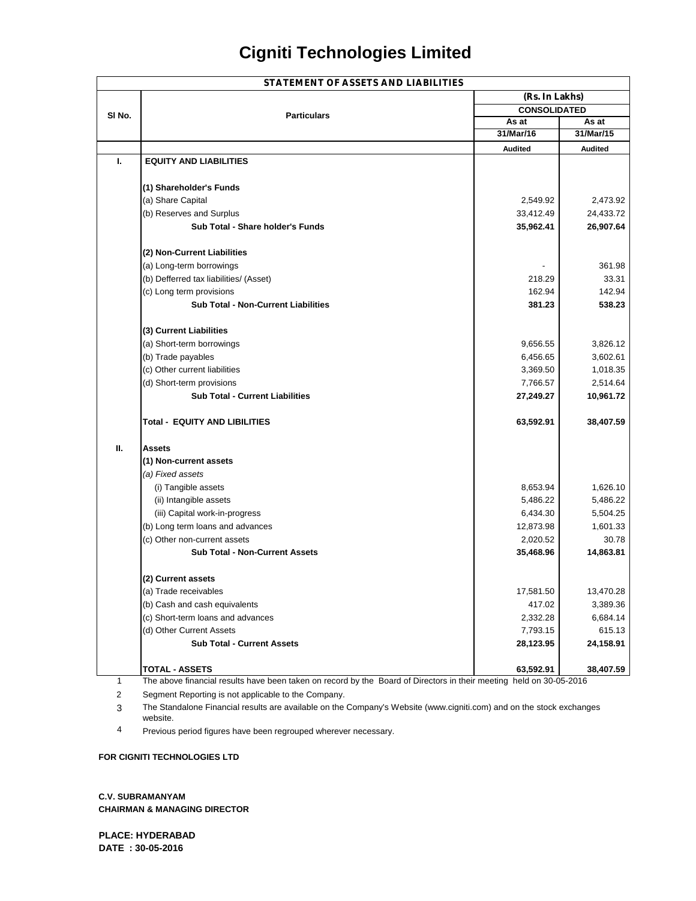# Cigniti Technologies Limited

| STATEMENT OF ASSETS AND LIABILITIES | | | |
|---|---|---|---|
| | | (Rs. In Lakhs) | |
| | | CONSOLIDATED | |
| Sl No. | Particulars | As at 31/Mar/16 | As at 31/Mar/15 |
| | | Audited | Audited |
| I. | **EQUITY AND LIABILITIES** | | |
| | **(1) Shareholder's Funds** | | |
| | (a) Share Capital | 2,549.92 | 2,473.92 |
| | (b) Reserves and Surplus | 33,412.49 | 24,433.72 |
| | **Sub Total - Share holder's Funds** | **35,962.41** | **26,907.64** |
| | **(2) Non-Current Liabilities** | | |
| | (a) Long-term borrowings | - | 361.98 |
| | (b) Defferred tax liabilities/ (Asset) | 218.29 | 33.31 |
| | (c) Long term provisions | 162.94 | 142.94 |
| | **Sub Total - Non-Current Liabilities** | **381.23** | **538.23** |
| | **(3) Current Liabilities** | | |
| | (a) Short-term borrowings | 9,656.55 | 3,826.12 |
| | (b) Trade payables | 6,456.65 | 3,602.61 |
| | (c) Other current liabilities | 3,369.50 | 1,018.35 |
| | (d) Short-term provisions | 7,766.57 | 2,514.64 |
| | **Sub Total - Current Liabilities** | **27,249.27** | **10,961.72** |
| | **Total - EQUITY AND LIBILITIES** | **63,592.91** | **38,407.59** |
| II. | **Assets** | | |
| | **(1) Non-current assets** | | |
| | *(a) Fixed assets* | | |
| | (i) Tangible assets | 8,653.94 | 1,626.10 |
| | (ii) Intangible assets | 5,486.22 | 5,486.22 |
| | (iii) Capital work-in-progress | 6,434.30 | 5,504.25 |
| | (b) Long term loans and advances | 12,873.98 | 1,601.33 |
| | (c) Other non-current assets | 2,020.52 | 30.78 |
| | **Sub Total - Non-Current Assets** | **35,468.96** | **14,863.81** |
| | **(2) Current assets** | | |
| | (a) Trade receivables | 17,581.50 | 13,470.28 |
| | (b) Cash and cash equivalents | 417.02 | 3,389.36 |
| | (c) Short-term loans and advances | 2,332.28 | 6,684.14 |
| | (d) Other Current Assets | 7,793.15 | 615.13 |
| | **Sub Total - Current Assets** | **28,123.95** | **24,158.91** |
| | **TOTAL - ASSETS** | **63,592.91** | **38,407.59** |

1. The above financial results have been taken on record by the Board of Directors in their meeting held on 30-05-2016
2. Segment Reporting is not applicable to the Company.
3. The Standalone Financial results are available on the Company's Website (www.cigniti.com) and on the stock exchanges website.
4. Previous period figures have been regrouped wherever necessary.

**FOR CIGNITI TECHNOLOGIES LTD**

**C.V. SUBRAMANYAM**
**CHAIRMAN & MANAGING DIRECTOR**

**PLACE: HYDERABAD**
**DATE : 30-05-2016**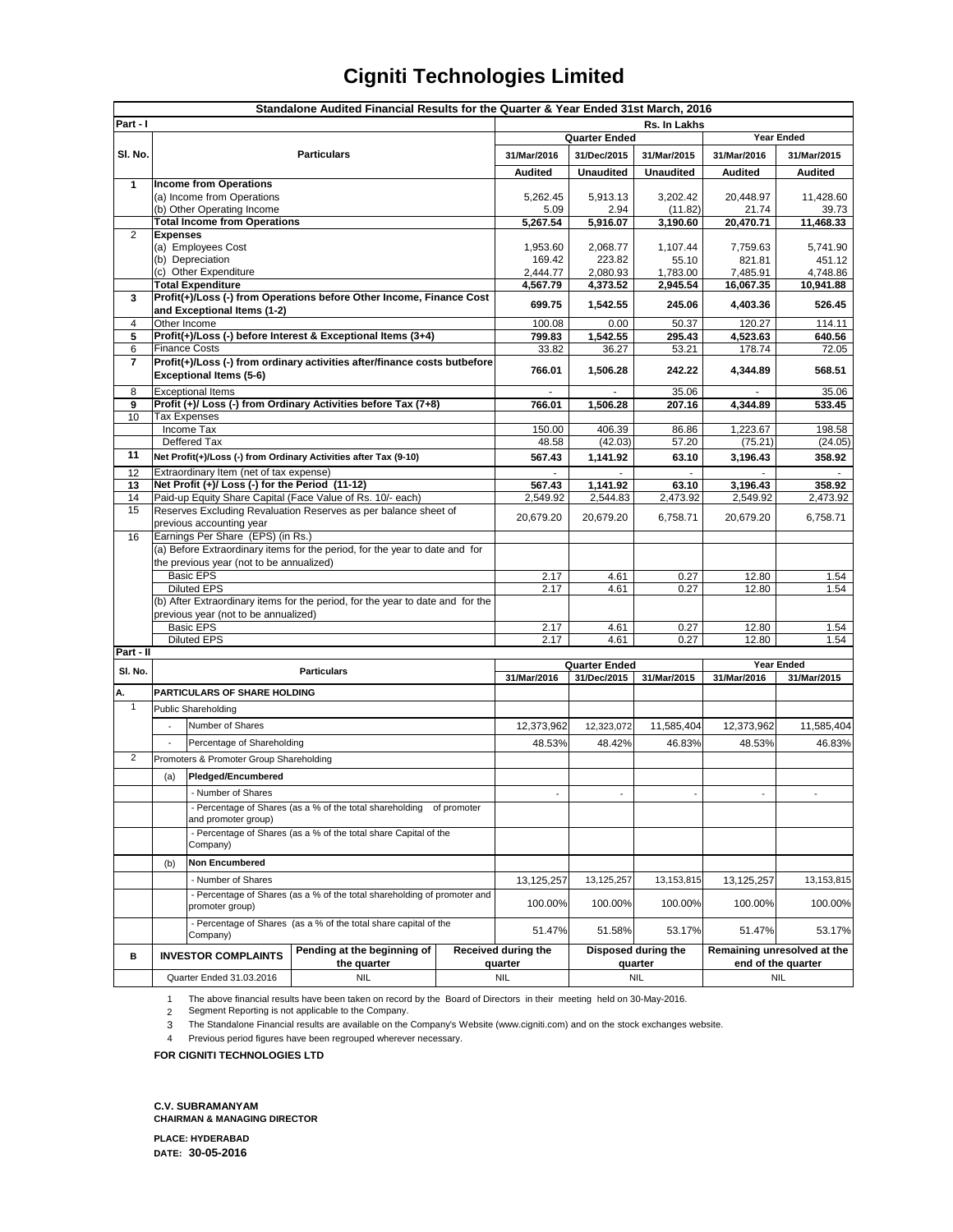# Cigniti Technologies Limited

**Standalone Audited Financial Results for the Quarter & Year Ended 31st March, 2016**

| Sl. No. | Particulars | Quarter Ended | | | Year Ended | |
|---|---|---|---|---|---|---|
| **Part - I** | | **Rs. In Lakhs** | | | | |
| | | 31/Mar/2016 | 31/Dec/2015 | 31/Mar/2015 | 31/Mar/2016 | 31/Mar/2015 |
| | | **Audited** | **Unaudited** | **Unaudited** | **Audited** | **Audited** |
| **1** | **Income from Operations** | | | | | |
| | (a) Income from Operations | 5,262.45 | 5,913.13 | 3,202.42 | 20,448.97 | 11,428.60 |
| | (b) Other Operating Income | 5.09 | 2.94 | (11.82) | 21.74 | 39.73 |
| | **Total Income from Operations** | **5,267.54** | **5,916.07** | **3,190.60** | **20,470.71** | **11,468.33** |
| 2 | **Expenses** | | | | | |
| | (a) Employees Cost | 1,953.60 | 2,068.77 | 1,107.44 | 7,759.63 | 5,741.90 |
| | (b) Depreciation | 169.42 | 223.82 | 55.10 | 821.81 | 451.12 |
| | (c) Other Expenditure | 2,444.77 | 2,080.93 | 1,783.00 | 7,485.91 | 4,748.86 |
| | **Total Expenditure** | **4,567.79** | **4,373.52** | **2,945.54** | **16,067.35** | **10,941.88** |
| **3** | **Profit(+)/Loss (-) from Operations before Other Income, Finance Cost and Exceptional Items (1-2)** | **699.75** | **1,542.55** | **245.06** | **4,403.36** | **526.45** |
| 4 | Other Income | 100.08 | 0.00 | 50.37 | 120.27 | 114.11 |
| **5** | **Profit(+)/Loss (-) before Interest & Exceptional Items (3+4)** | **799.83** | **1,542.55** | **295.43** | **4,523.63** | **640.56** |
| 6 | Finance Costs | 33.82 | 36.27 | 53.21 | 178.74 | 72.05 |
| **7** | **Profit(+)/Loss (-) from ordinary activities after/finance costs butbefore Exceptional Items (5-6)** | **766.01** | **1,506.28** | **242.22** | **4,344.89** | **568.51** |
| 8 | Exceptional Items | - | - | 35.06 | - | 35.06 |
| **9** | **Profit (+)/ Loss (-) from Ordinary Activities before Tax (7+8)** | **766.01** | **1,506.28** | **207.16** | **4,344.89** | **533.45** |
| 10 | Tax Expenses | | | | | |
| | Income Tax | 150.00 | 406.39 | 86.86 | 1,223.67 | 198.58 |
| | Deffered Tax | 48.58 | (42.03) | 57.20 | (75.21) | (24.05) |
| **11** | **Net Profit(+)/Loss (-) from Ordinary Activities after Tax (9-10)** | **567.43** | **1,141.92** | **63.10** | **3,196.43** | **358.92** |
| 12 | Extraordinary Item (net of tax expense) | - | - | - | - | - |
| **13** | **Net Profit (+)/ Loss (-) for the Period (11-12)** | **567.43** | **1,141.92** | **63.10** | **3,196.43** | **358.92** |
| 14 | Paid-up Equity Share Capital (Face Value of Rs. 10/- each) | 2,549.92 | 2,544.83 | 2,473.92 | 2,549.92 | 2,473.92 |
| 15 | Reserves Excluding Revaluation Reserves as per balance sheet of previous accounting year | 20,679.20 | 20,679.20 | 6,758.71 | 20,679.20 | 6,758.71 |
| 16 | Earnings Per Share (EPS) (in Rs.) | | | | | |
| | (a) Before Extraordinary items for the period, for the year to date and for the previous year (not to be annualized) | | | | | |
| | Basic EPS | 2.17 | 4.61 | 0.27 | 12.80 | 1.54 |
| | Diluted EPS | 2.17 | 4.61 | 0.27 | 12.80 | 1.54 |
| | (b) After Extraordinary items for the period, for the year to date and for the previous year (not to be annualized) | | | | | |
| | Basic EPS | 2.17 | 4.61 | 0.27 | 12.80 | 1.54 |
| | Diluted EPS | 2.17 | 4.61 | 0.27 | 12.80 | 1.54 |

**Part - II**

| Sl. No. | Particulars | Quarter Ended | | | Year Ended | |
|---|---|---|---|---|---|---|
| | | 31/Mar/2016 | 31/Dec/2015 | 31/Mar/2015 | 31/Mar/2016 | 31/Mar/2015 |
| **A.** | **PARTICULARS OF SHARE HOLDING** | | | | | |
| 1 | Public Shareholding | | | | | |
| | - Number of Shares | 12,373,962 | 12,323,072 | 11,585,404 | 12,373,962 | 11,585,404 |
| | - Percentage of Shareholding | 48.53% | 48.42% | 46.83% | 48.53% | 46.83% |
| 2 | Promoters & Promoter Group Shareholding | | | | | |
| | (a) **Pledged/Encumbered** | | | | | |
| | - Number of Shares | - | - | - | - | - |
| | - Percentage of Shares (as a % of the total shareholding of promoter and promoter group) | | | | | |
| | - Percentage of Shares (as a % of the total share Capital of the Company) | | | | | |
| | (b) **Non Encumbered** | | | | | |
| | - Number of Shares | 13,125,257 | 13,125,257 | 13,153,815 | 13,125,257 | 13,153,815 |
| | - Percentage of Shares (as a % of the total shareholding of promoter and promoter group) | 100.00% | 100.00% | 100.00% | 100.00% | 100.00% |
| | - Percentage of Shares (as a % of the total share capital of the Company) | 51.47% | 51.58% | 53.17% | 51.47% | 53.17% |

| B | INVESTOR COMPLAINTS | Pending at the beginning of the quarter | Received during the quarter | Disposed during the quarter | Remaining unresolved at the end of the quarter |
|---|---|---|---|---|---|
| | Quarter Ended 31.03.2016 | NIL | NIL | NIL | NIL |

1. The above financial results have been taken on record by the Board of Directors in their meeting held on 30-May-2016.
2. Segment Reporting is not applicable to the Company.
3. The Standalone Financial results are available on the Company's Website (www.cigniti.com) and on the stock exchanges website.
4. Previous period figures have been regrouped wherever necessary.

**FOR CIGNITI TECHNOLOGIES LTD**

**C.V. SUBRAMANYAM**
**CHAIRMAN & MANAGING DIRECTOR**

**PLACE: HYDERABAD**
**DATE: 30-05-2016**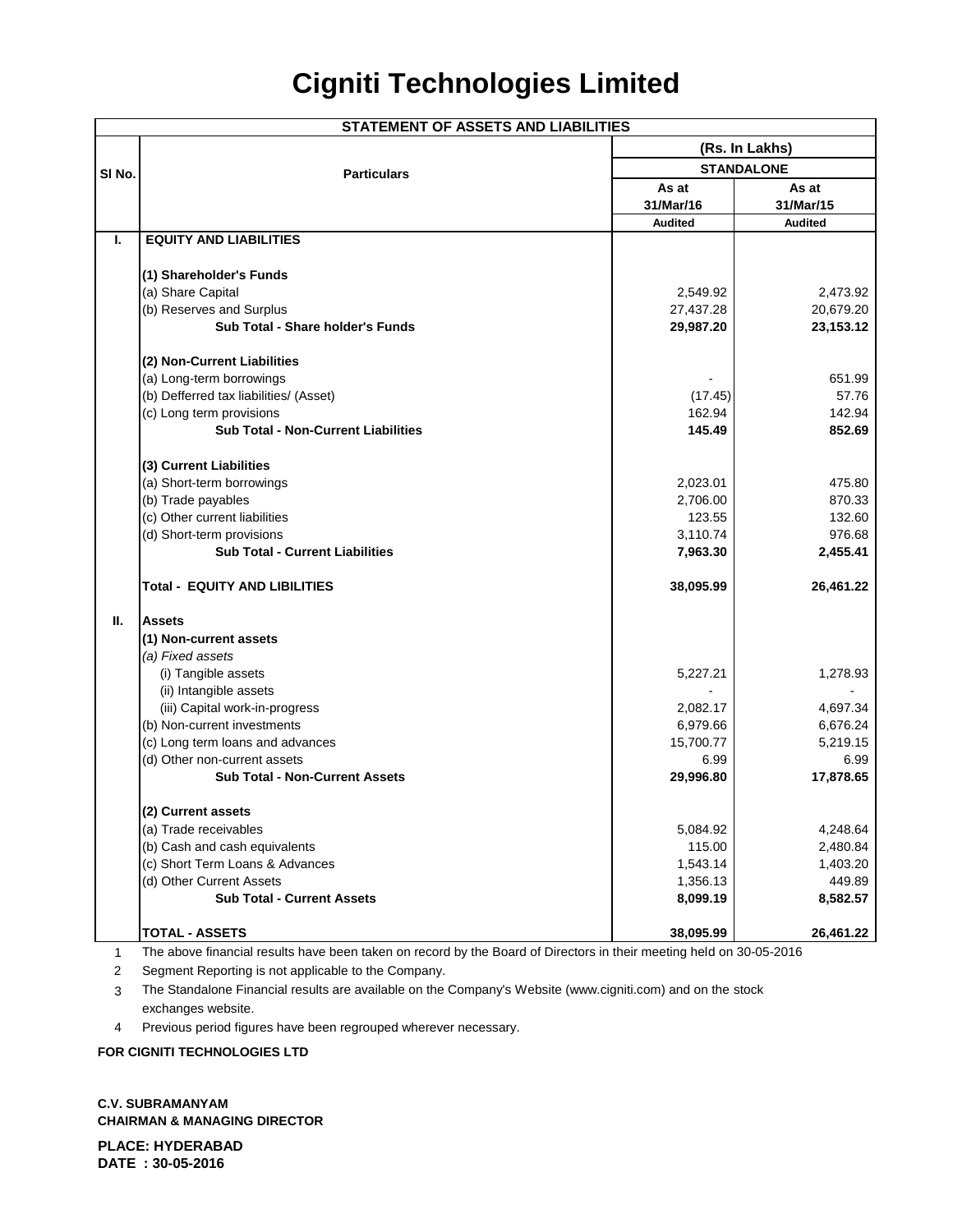# Cigniti Technologies Limited

| STATEMENT OF ASSETS AND LIABILITIES | | | |
|---|---|---|---|
| Sl No. | Particulars | (Rs. In Lakhs) | |
| | | STANDALONE | |
| | | As at 31/Mar/16 | As at 31/Mar/15 |
| | | Audited | Audited |
| I. | **EQUITY AND LIABILITIES** | | |
| | **(1) Shareholder's Funds** | | |
| | (a) Share Capital | 2,549.92 | 2,473.92 |
| | (b) Reserves and Surplus | 27,437.28 | 20,679.20 |
| | **Sub Total - Share holder's Funds** | **29,987.20** | **23,153.12** |
| | **(2) Non-Current Liabilities** | | |
| | (a) Long-term borrowings | - | 651.99 |
| | (b) Defferred tax liabilities/ (Asset) | (17.45) | 57.76 |
| | (c) Long term provisions | 162.94 | 142.94 |
| | **Sub Total - Non-Current Liabilities** | **145.49** | **852.69** |
| | **(3) Current Liabilities** | | |
| | (a) Short-term borrowings | 2,023.01 | 475.80 |
| | (b) Trade payables | 2,706.00 | 870.33 |
| | (c) Other current liabilities | 123.55 | 132.60 |
| | (d) Short-term provisions | 3,110.74 | 976.68 |
| | **Sub Total - Current Liabilities** | **7,963.30** | **2,455.41** |
| | **Total - EQUITY AND LIBILITIES** | **38,095.99** | **26,461.22** |
| II. | **Assets** | | |
| | **(1) Non-current assets** | | |
| | *(a) Fixed assets* | | |
| | (i) Tangible assets | 5,227.21 | 1,278.93 |
| | (ii) Intangible assets | - | - |
| | (iii) Capital work-in-progress | 2,082.17 | 4,697.34 |
| | (b) Non-current investments | 6,979.66 | 6,676.24 |
| | (c) Long term loans and advances | 15,700.77 | 5,219.15 |
| | (d) Other non-current assets | 6.99 | 6.99 |
| | **Sub Total - Non-Current Assets** | **29,996.80** | **17,878.65** |
| | **(2) Current assets** | | |
| | (a) Trade receivables | 5,084.92 | 4,248.64 |
| | (b) Cash and cash equivalents | 115.00 | 2,480.84 |
| | (c) Short Term Loans & Advances | 1,543.14 | 1,403.20 |
| | (d) Other Current Assets | 1,356.13 | 449.89 |
| | **Sub Total - Current Assets** | **8,099.19** | **8,582.57** |
| | **TOTAL - ASSETS** | **38,095.99** | **26,461.22** |

1. The above financial results have been taken on record by the Board of Directors in their meeting held on 30-05-2016
2. Segment Reporting is not applicable to the Company.
3. The Standalone Financial results are available on the Company's Website (www.cigniti.com) and on the stock exchanges website.
4. Previous period figures have been regrouped wherever necessary.

**FOR CIGNITI TECHNOLOGIES LTD**

**C.V. SUBRAMANYAM**
**CHAIRMAN & MANAGING DIRECTOR**

**PLACE: HYDERABAD**
**DATE : 30-05-2016**